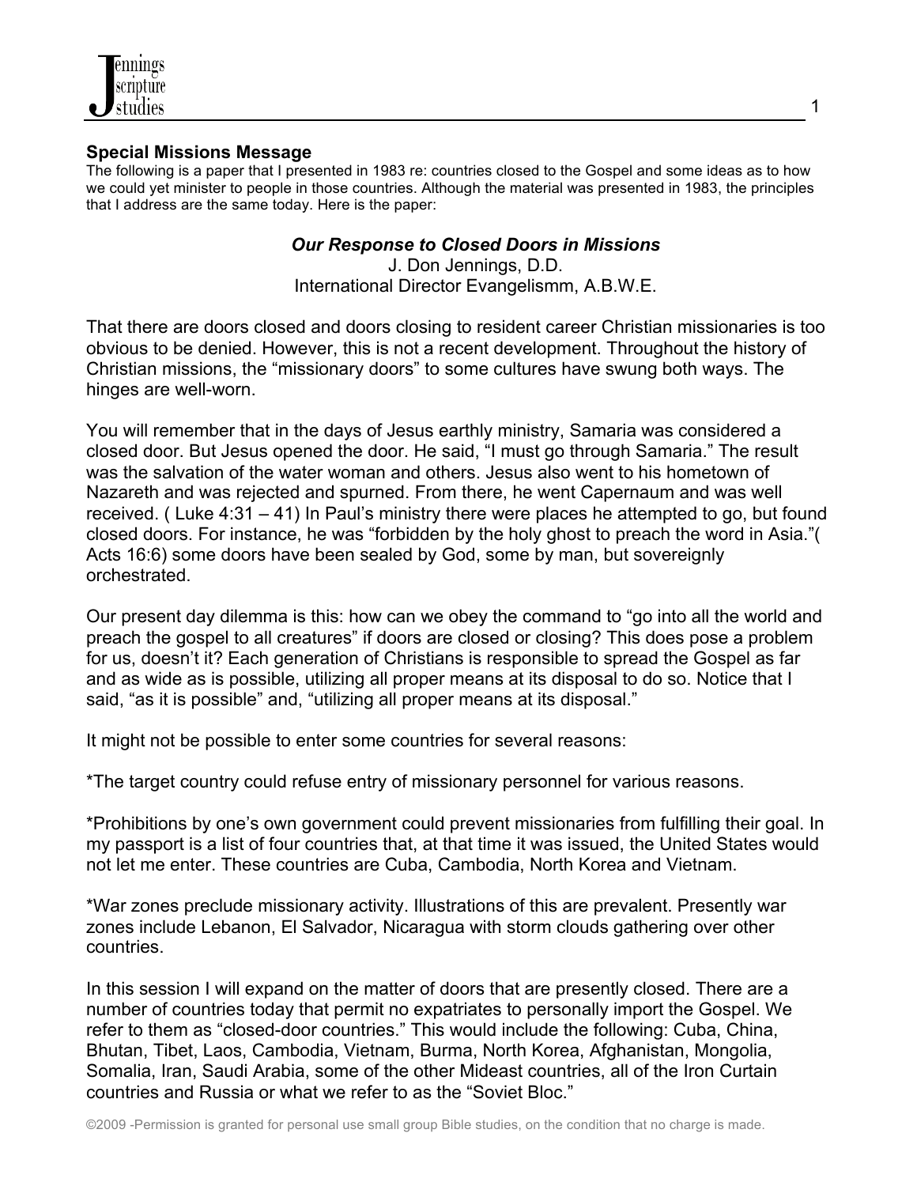**Special Missions Message**

The following is a paper that I presented in 1983 re: countries closed to the Gospel and some ideas as to how we could yet minister to people in those countries. Although the material was presented in 1983, the principles that I address are the same today. Here is the paper:

***Our Response to Closed Doors in Missions***

J. Don Jennings, D.D.
International Director Evangelismm, A.B.W.E.

That there are doors closed and doors closing to resident career Christian missionaries is too obvious to be denied. However, this is not a recent development. Throughout the history of Christian missions, the "missionary doors" to some cultures have swung both ways. The hinges are well-worn.

You will remember that in the days of Jesus earthly ministry, Samaria was considered a closed door. But Jesus opened the door. He said, "I must go through Samaria." The result was the salvation of the water woman and others. Jesus also went to his hometown of Nazareth and was rejected and spurned. From there, he went Capernaum and was well received. ( Luke 4:31 – 41) In Paul's ministry there were places he attempted to go, but found closed doors. For instance, he was "forbidden by the holy ghost to preach the word in Asia."( Acts 16:6) some doors have been sealed by God, some by man, but sovereignly orchestrated.

Our present day dilemma is this: how can we obey the command to "go into all the world and preach the gospel to all creatures" if doors are closed or closing? This does pose a problem for us, doesn't it? Each generation of Christians is responsible to spread the Gospel as far and as wide as is possible, utilizing all proper means at its disposal to do so. Notice that I said, "as it is possible" and, "utilizing all proper means at its disposal."

It might not be possible to enter some countries for several reasons:

*The target country could refuse entry of missionary personnel for various reasons.

*Prohibitions by one's own government could prevent missionaries from fulfilling their goal. In my passport is a list of four countries that, at that time it was issued, the United States would not let me enter. These countries are Cuba, Cambodia, North Korea and Vietnam.

*War zones preclude missionary activity. Illustrations of this are prevalent. Presently war zones include Lebanon, El Salvador, Nicaragua with storm clouds gathering over other countries.

In this session I will expand on the matter of doors that are presently closed. There are a number of countries today that permit no expatriates to personally import the Gospel. We refer to them as "closed-door countries." This would include the following: Cuba, China, Bhutan, Tibet, Laos, Cambodia, Vietnam, Burma, North Korea, Afghanistan, Mongolia, Somalia, Iran, Saudi Arabia, some of the other Mideast countries, all of the Iron Curtain countries and Russia or what we refer to as the "Soviet Bloc."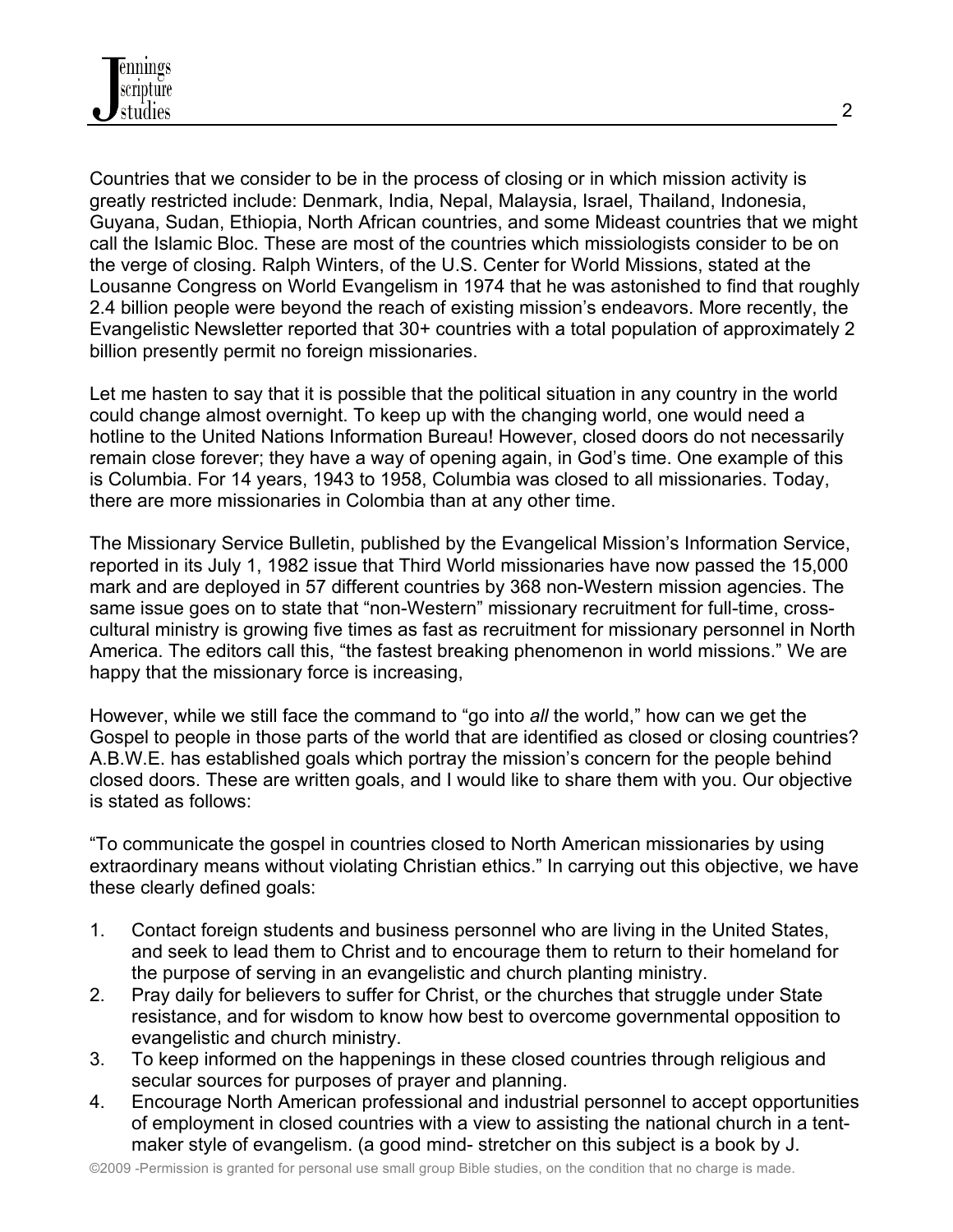Countries that we consider to be in the process of closing or in which mission activity is greatly restricted include: Denmark, India, Nepal, Malaysia, Israel, Thailand, Indonesia, Guyana, Sudan, Ethiopia, North African countries, and some Mideast countries that we might call the Islamic Bloc. These are most of the countries which missiologists consider to be on the verge of closing. Ralph Winters, of the U.S. Center for World Missions, stated at the Lousanne Congress on World Evangelism in 1974 that he was astonished to find that roughly 2.4 billion people were beyond the reach of existing mission's endeavors. More recently, the Evangelistic Newsletter reported that 30+ countries with a total population of approximately 2 billion presently permit no foreign missionaries.

Let me hasten to say that it is possible that the political situation in any country in the world could change almost overnight. To keep up with the changing world, one would need a hotline to the United Nations Information Bureau! However, closed doors do not necessarily remain close forever; they have a way of opening again, in God's time. One example of this is Columbia. For 14 years, 1943 to 1958, Columbia was closed to all missionaries. Today, there are more missionaries in Colombia than at any other time.

The Missionary Service Bulletin, published by the Evangelical Mission's Information Service, reported in its July 1, 1982 issue that Third World missionaries have now passed the 15,000 mark and are deployed in 57 different countries by 368 non-Western mission agencies. The same issue goes on to state that "non-Western" missionary recruitment for full-time, cross-cultural ministry is growing five times as fast as recruitment for missionary personnel in North America. The editors call this, "the fastest breaking phenomenon in world missions." We are happy that the missionary force is increasing,

However, while we still face the command to "go into *all* the world," how can we get the Gospel to people in those parts of the world that are identified as closed or closing countries? A.B.W.E. has established goals which portray the mission's concern for the people behind closed doors. These are written goals, and I would like to share them with you. Our objective is stated as follows:

"To communicate the gospel in countries closed to North American missionaries by using extraordinary means without violating Christian ethics." In carrying out this objective, we have these clearly defined goals:

1. Contact foreign students and business personnel who are living in the United States, and seek to lead them to Christ and to encourage them to return to their homeland for the purpose of serving in an evangelistic and church planting ministry.
2. Pray daily for believers to suffer for Christ, or the churches that struggle under State resistance, and for wisdom to know how best to overcome governmental opposition to evangelistic and church ministry.
3. To keep informed on the happenings in these closed countries through religious and secular sources for purposes of prayer and planning.
4. Encourage North American professional and industrial personnel to accept opportunities of employment in closed countries with a view to assisting the national church in a tent-maker style of evangelism. (a good mind- stretcher on this subject is a book by J.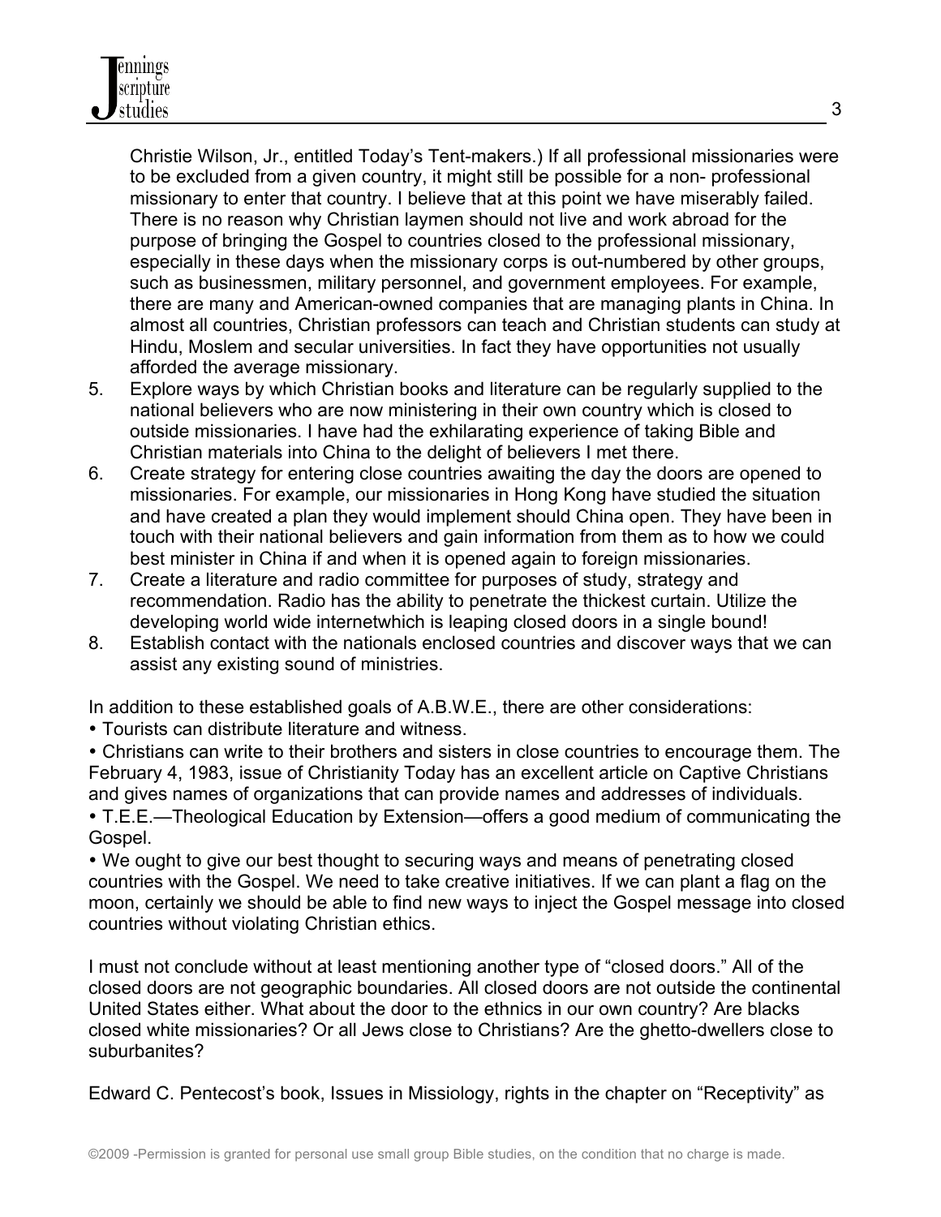Christie Wilson, Jr., entitled Today's Tent-makers.) If all professional missionaries were to be excluded from a given country, it might still be possible for a non- professional missionary to enter that country. I believe that at this point we have miserably failed. There is no reason why Christian laymen should not live and work abroad for the purpose of bringing the Gospel to countries closed to the professional missionary, especially in these days when the missionary corps is out-numbered by other groups, such as businessmen, military personnel, and government employees. For example, there are many and American-owned companies that are managing plants in China. In almost all countries, Christian professors can teach and Christian students can study at Hindu, Moslem and secular universities. In fact they have opportunities not usually afforded the average missionary.

5. Explore ways by which Christian books and literature can be regularly supplied to the national believers who are now ministering in their own country which is closed to outside missionaries. I have had the exhilarating experience of taking Bible and Christian materials into China to the delight of believers I met there.
6. Create strategy for entering close countries awaiting the day the doors are opened to missionaries. For example, our missionaries in Hong Kong have studied the situation and have created a plan they would implement should China open. They have been in touch with their national believers and gain information from them as to how we could best minister in China if and when it is opened again to foreign missionaries.
7. Create a literature and radio committee for purposes of study, strategy and recommendation. Radio has the ability to penetrate the thickest curtain. Utilize the developing world wide internetwhich is leaping closed doors in a single bound!
8. Establish contact with the nationals enclosed countries and discover ways that we can assist any existing sound of ministries.

In addition to these established goals of A.B.W.E., there are other considerations:

• Tourists can distribute literature and witness.

• Christians can write to their brothers and sisters in close countries to encourage them. The February 4, 1983, issue of Christianity Today has an excellent article on Captive Christians and gives names of organizations that can provide names and addresses of individuals.

• T.E.E.—Theological Education by Extension—offers a good medium of communicating the Gospel.

• We ought to give our best thought to securing ways and means of penetrating closed countries with the Gospel. We need to take creative initiatives. If we can plant a flag on the moon, certainly we should be able to find new ways to inject the Gospel message into closed countries without violating Christian ethics.

I must not conclude without at least mentioning another type of "closed doors." All of the closed doors are not geographic boundaries. All closed doors are not outside the continental United States either. What about the door to the ethnics in our own country? Are blacks closed white missionaries? Or all Jews close to Christians? Are the ghetto-dwellers close to suburbanites?

Edward C. Pentecost's book, Issues in Missiology, rights in the chapter on "Receptivity" as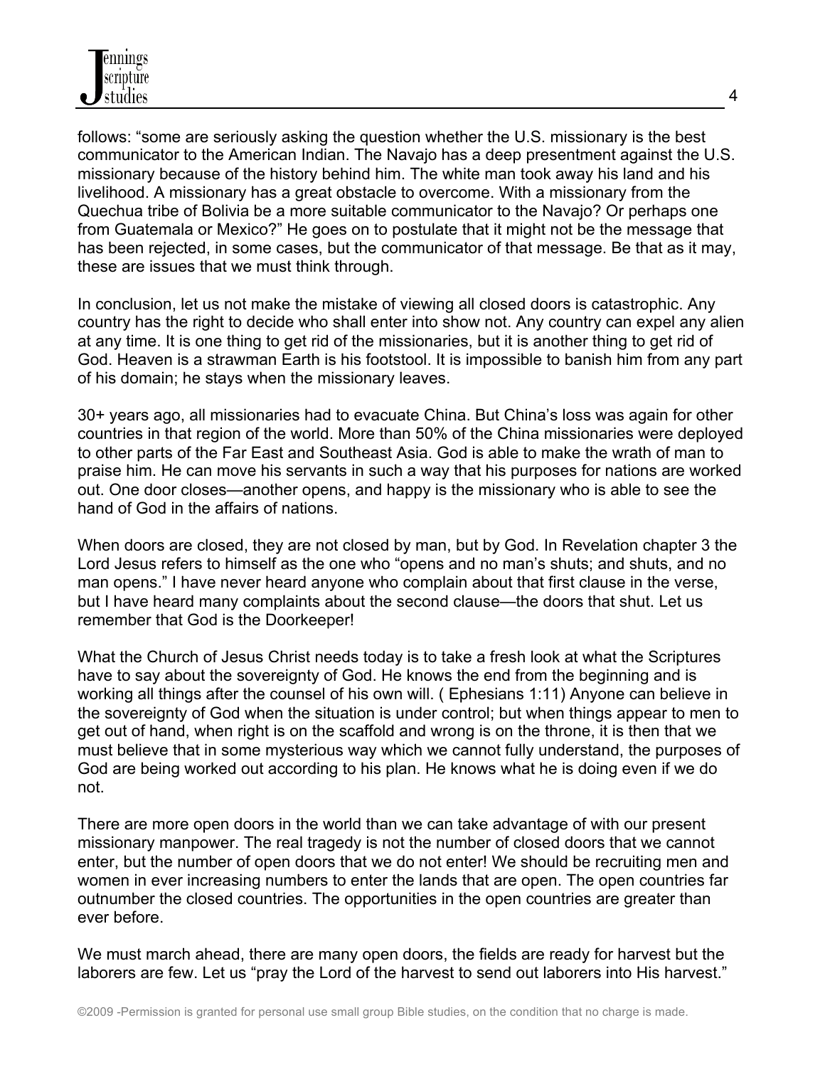follows: “some are seriously asking the question whether the U.S. missionary is the best communicator to the American Indian. The Navajo has a deep presentment against the U.S. missionary because of the history behind him. The white man took away his land and his livelihood. A missionary has a great obstacle to overcome. With a missionary from the Quechua tribe of Bolivia be a more suitable communicator to the Navajo? Or perhaps one from Guatemala or Mexico?” He goes on to postulate that it might not be the message that has been rejected, in some cases, but the communicator of that message. Be that as it may, these are issues that we must think through.

In conclusion, let us not make the mistake of viewing all closed doors is catastrophic. Any country has the right to decide who shall enter into show not. Any country can expel any alien at any time. It is one thing to get rid of the missionaries, but it is another thing to get rid of God. Heaven is a strawman Earth is his footstool. It is impossible to banish him from any part of his domain; he stays when the missionary leaves.

30+ years ago, all missionaries had to evacuate China. But China’s loss was again for other countries in that region of the world. More than 50% of the China missionaries were deployed to other parts of the Far East and Southeast Asia. God is able to make the wrath of man to praise him. He can move his servants in such a way that his purposes for nations are worked out. One door closes—another opens, and happy is the missionary who is able to see the hand of God in the affairs of nations.

When doors are closed, they are not closed by man, but by God. In Revelation chapter 3 the Lord Jesus refers to himself as the one who “opens and no man’s shuts; and shuts, and no man opens.” I have never heard anyone who complain about that first clause in the verse, but I have heard many complaints about the second clause—the doors that shut. Let us remember that God is the Doorkeeper!

What the Church of Jesus Christ needs today is to take a fresh look at what the Scriptures have to say about the sovereignty of God. He knows the end from the beginning and is working all things after the counsel of his own will. ( Ephesians 1:11) Anyone can believe in the sovereignty of God when the situation is under control; but when things appear to men to get out of hand, when right is on the scaffold and wrong is on the throne, it is then that we must believe that in some mysterious way which we cannot fully understand, the purposes of God are being worked out according to his plan. He knows what he is doing even if we do not.

There are more open doors in the world than we can take advantage of with our present missionary manpower. The real tragedy is not the number of closed doors that we cannot enter, but the number of open doors that we do not enter! We should be recruiting men and women in ever increasing numbers to enter the lands that are open. The open countries far outnumber the closed countries. The opportunities in the open countries are greater than ever before.

We must march ahead, there are many open doors, the fields are ready for harvest but the laborers are few. Let us “pray the Lord of the harvest to send out laborers into His harvest.”

©2009 -Permission is granted for personal use small group Bible studies, on the condition that no charge is made.